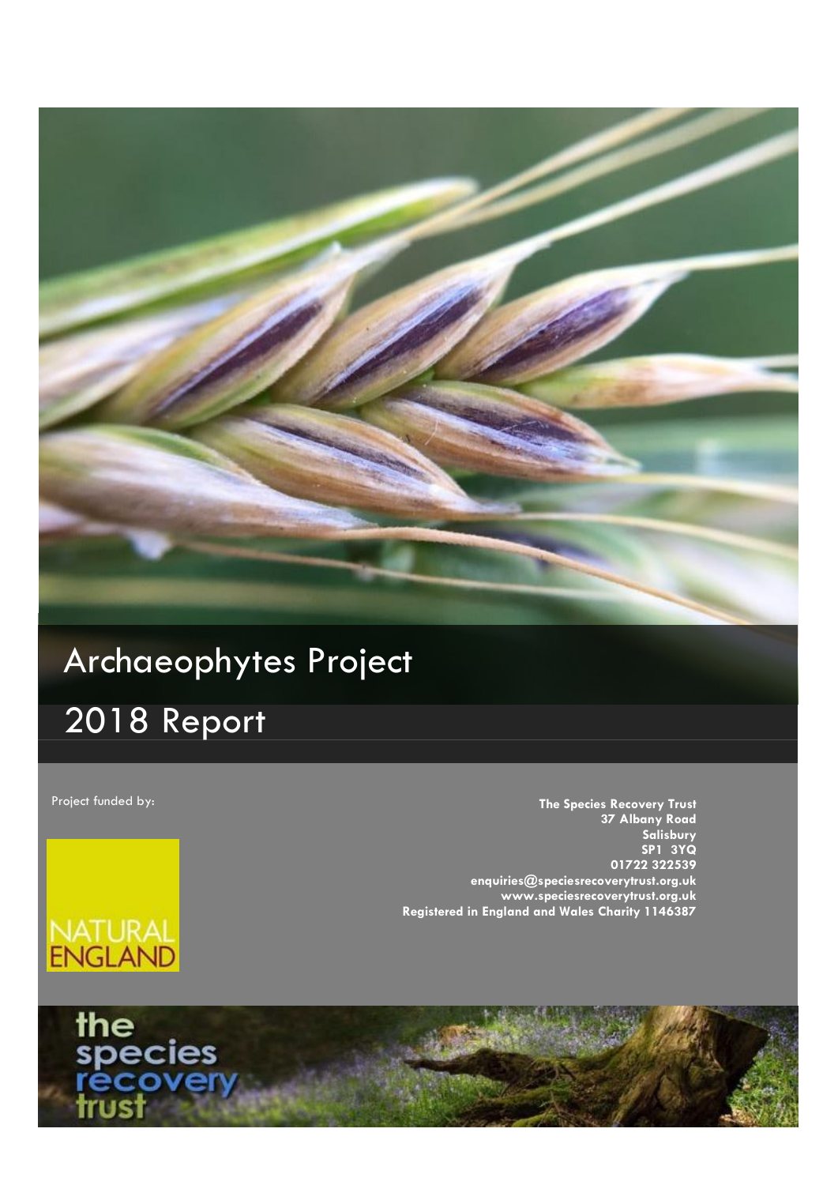# Archaeophytes Project

## 2018 Report

Project funded by:

NATURAL ENGLAND

**The Species Recovery Trust**
**37 Albany Road**
**Salisbury**
**SP1 3YQ**
**01722 322539**
**enquiries@speciesrecoverytrust.org.uk**
**www.speciesrecoverytrust.org.uk**
**Registered in England and Wales Charity 1146387**

the species recovery trust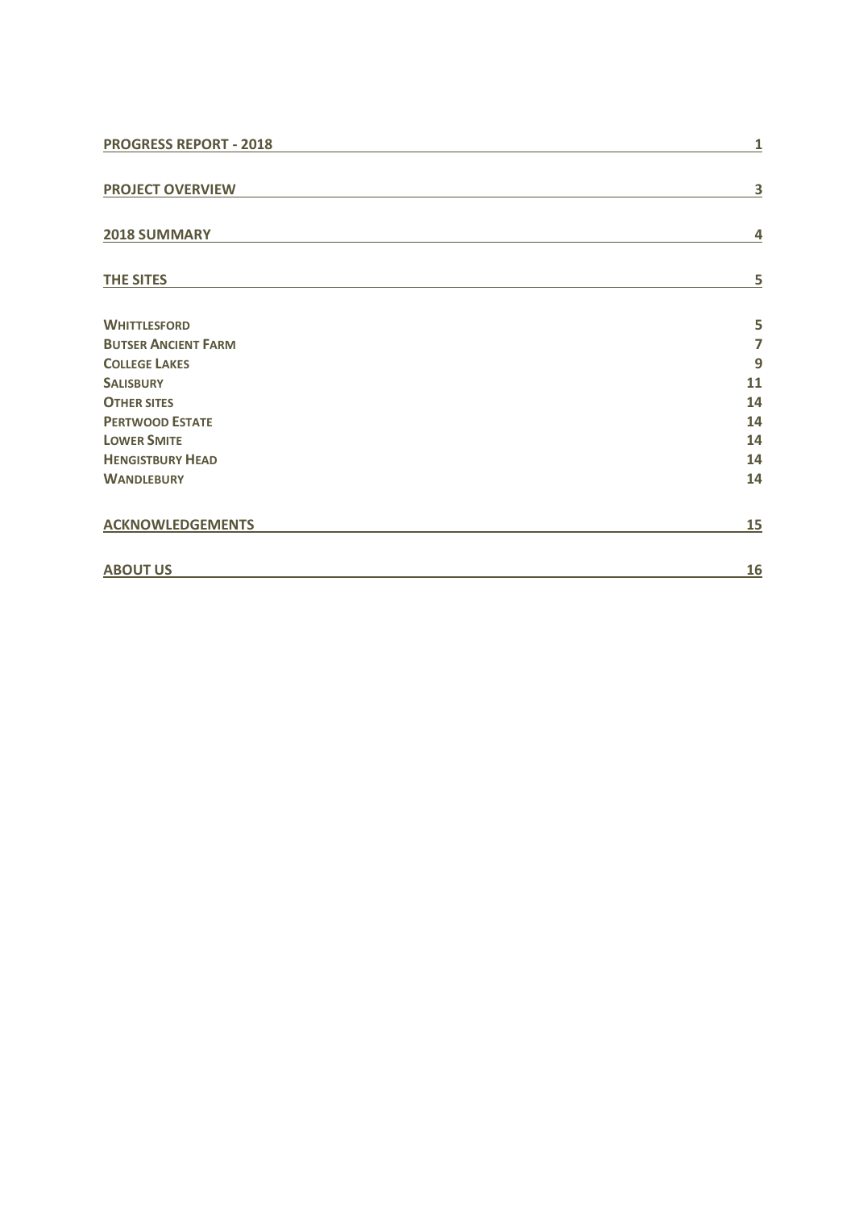| | |
|---|---|
| **PROGRESS REPORT - 2018** | **1** |
| **PROJECT OVERVIEW** | **3** |
| **2018 SUMMARY** | **4** |
| **THE SITES** | **5** |
| **WHITTLESFORD** | **5** |
| **BUTSER ANCIENT FARM** | **7** |
| **COLLEGE LAKES** | **9** |
| **SALISBURY** | **11** |
| **OTHER SITES** | **14** |
| **PERTWOOD ESTATE** | **14** |
| **LOWER SMITE** | **14** |
| **HENGISTBURY HEAD** | **14** |
| **WANDLEBURY** | **14** |
| **ACKNOWLEDGEMENTS** | **15** |
| **ABOUT US** | **16** |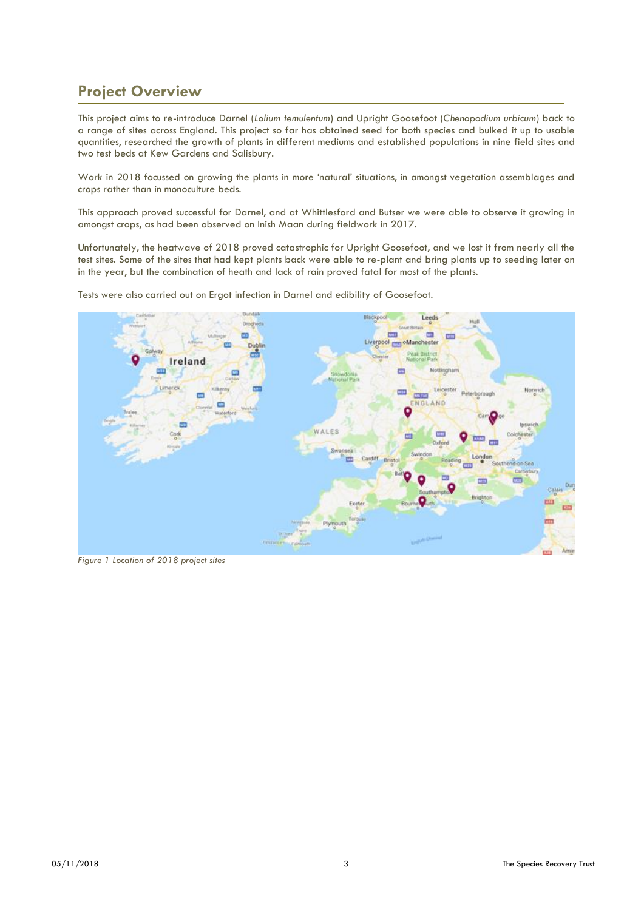## Project Overview

This project aims to re-introduce Darnel (*Lolium temulentum*) and Upright Goosefoot (*Chenopodium urbicum*) back to a range of sites across England. This project so far has obtained seed for both species and bulked it up to usable quantities, researched the growth of plants in different mediums and established populations in nine field sites and two test beds at Kew Gardens and Salisbury.

Work in 2018 focussed on growing the plants in more 'natural' situations, in amongst vegetation assemblages and crops rather than in monoculture beds.

This approach proved successful for Darnel, and at Whittlesford and Butser we were able to observe it growing in amongst crops, as had been observed on Inish Maan during fieldwork in 2017.

Unfortunately, the heatwave of 2018 proved catastrophic for Upright Goosefoot, and we lost it from nearly all the test sites. Some of the sites that had kept plants back were able to re-plant and bring plants up to seeding later on in the year, but the combination of heath and lack of rain proved fatal for most of the plants.

Tests were also carried out on Ergot infection in Darnel and edibility of Goosefoot.

*Figure 1 Location of 2018 project sites*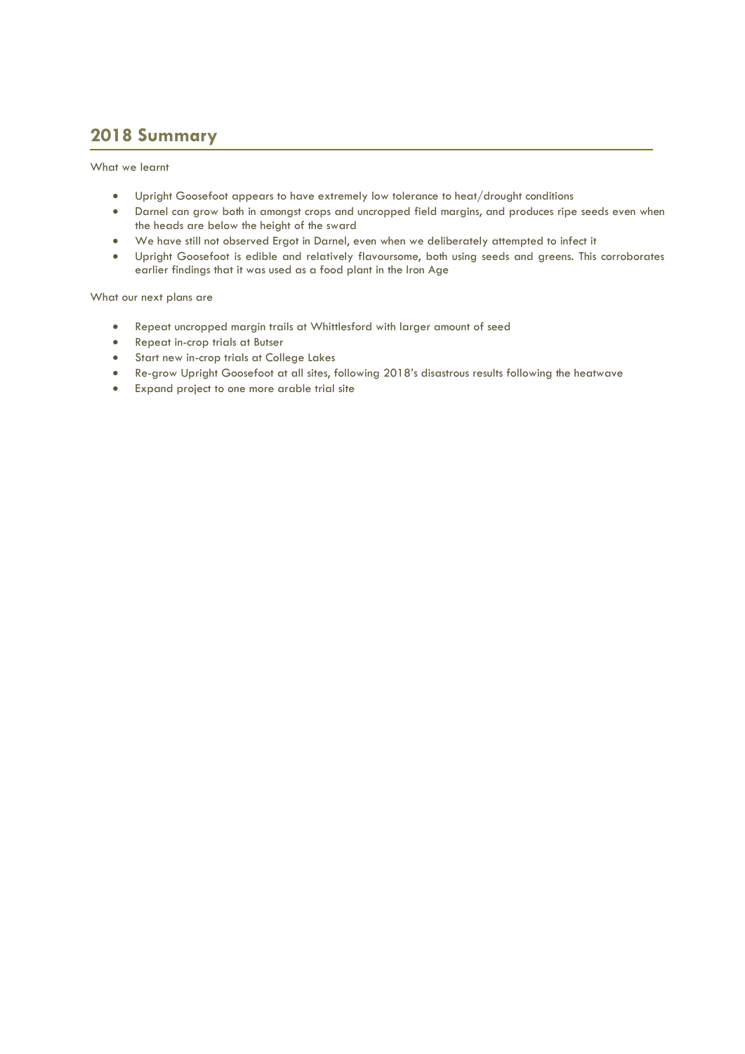## 2018 Summary

What we learnt

- Upright Goosefoot appears to have extremely low tolerance to heat/drought conditions
- Darnel can grow both in amongst crops and uncropped field margins, and produces ripe seeds even when the heads are below the height of the sward
- We have still not observed Ergot in Darnel, even when we deliberately attempted to infect it
- Upright Goosefoot is edible and relatively flavoursome, both using seeds and greens. This corroborates earlier findings that it was used as a food plant in the Iron Age

What our next plans are

- Repeat uncropped margin trails at Whittlesford with larger amount of seed
- Repeat in-crop trials at Butser
- Start new in-crop trials at College Lakes
- Re-grow Upright Goosefoot at all sites, following 2018's disastrous results following the heatwave
- Expand project to one more arable trial site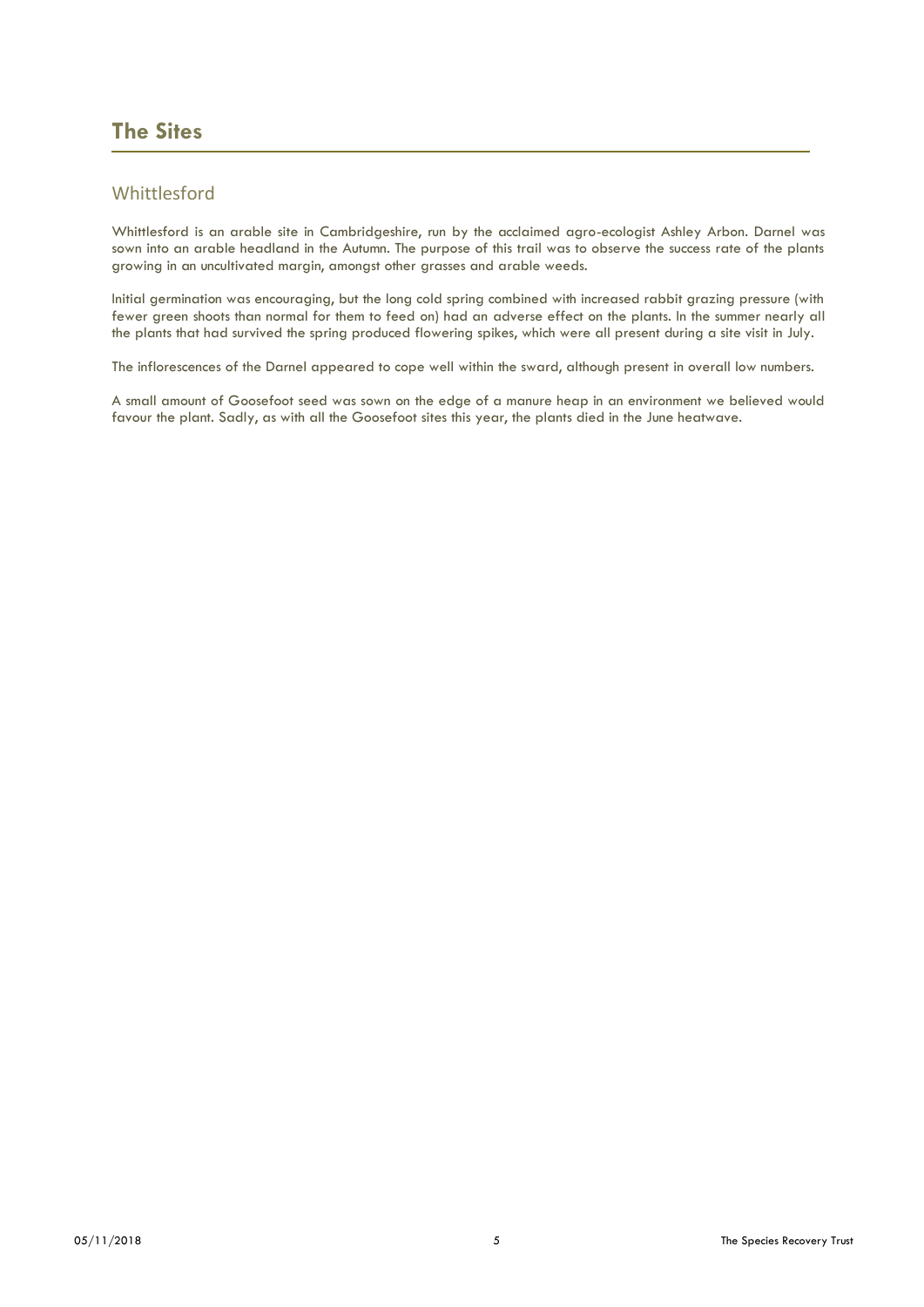# The Sites

## Whittlesford

Whittlesford is an arable site in Cambridgeshire, run by the acclaimed agro-ecologist Ashley Arbon. Darnel was sown into an arable headland in the Autumn. The purpose of this trail was to observe the success rate of the plants growing in an uncultivated margin, amongst other grasses and arable weeds.

Initial germination was encouraging, but the long cold spring combined with increased rabbit grazing pressure (with fewer green shoots than normal for them to feed on) had an adverse effect on the plants. In the summer nearly all the plants that had survived the spring produced flowering spikes, which were all present during a site visit in July.

The inflorescences of the Darnel appeared to cope well within the sward, although present in overall low numbers.

A small amount of Goosefoot seed was sown on the edge of a manure heap in an environment we believed would favour the plant. Sadly, as with all the Goosefoot sites this year, the plants died in the June heatwave.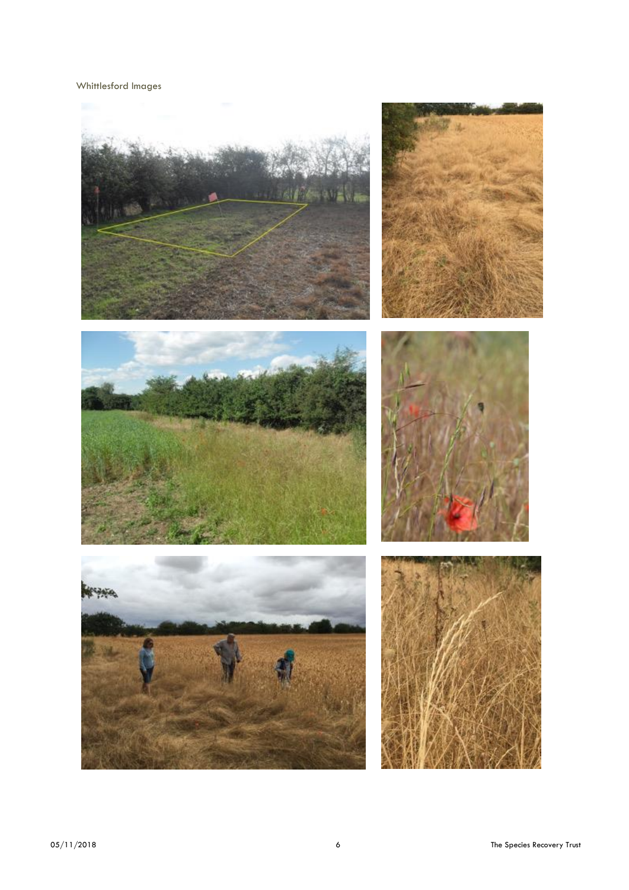Whittlesford Images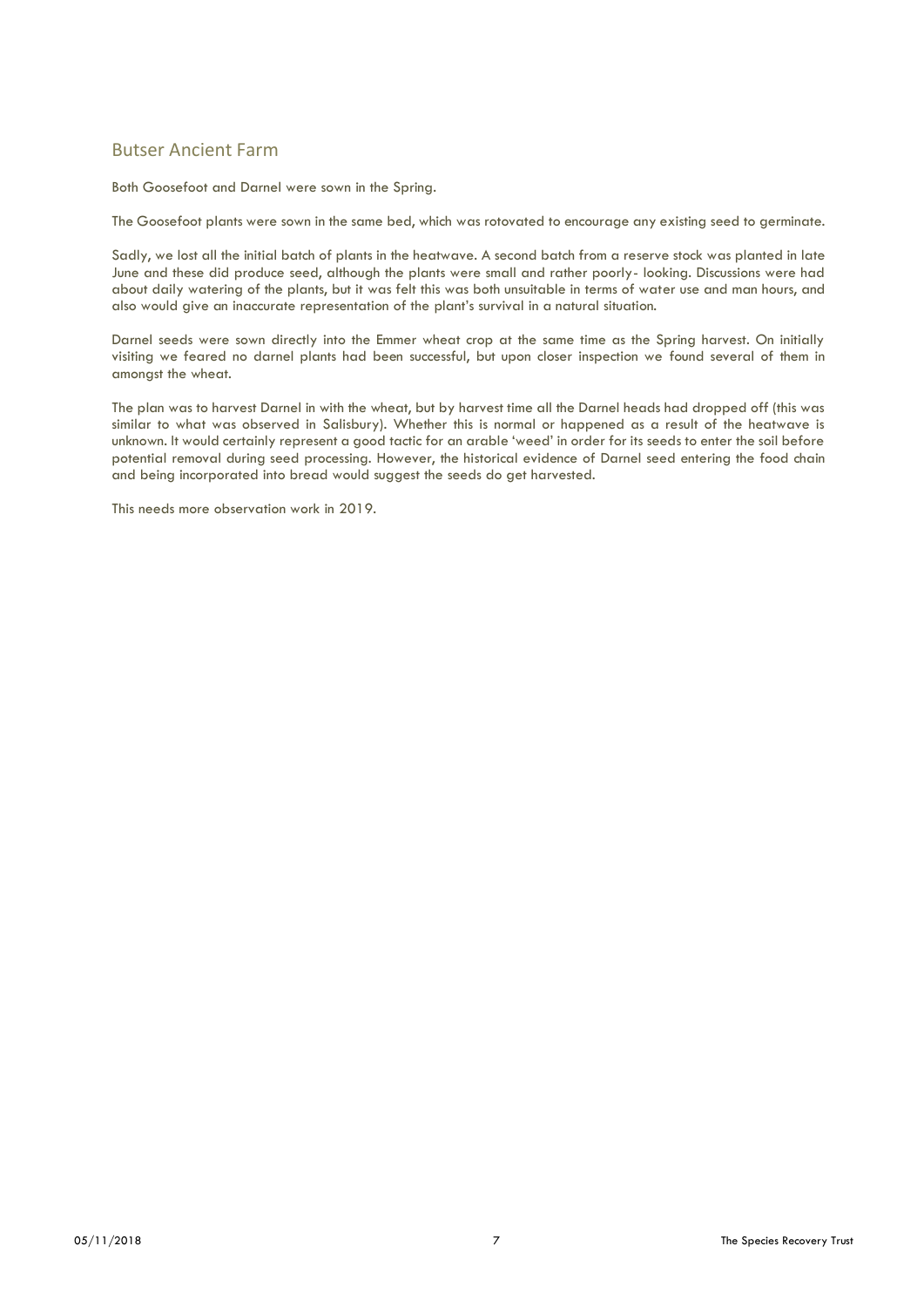## Butser Ancient Farm

Both Goosefoot and Darnel were sown in the Spring.

The Goosefoot plants were sown in the same bed, which was rotovated to encourage any existing seed to germinate.

Sadly, we lost all the initial batch of plants in the heatwave. A second batch from a reserve stock was planted in late June and these did produce seed, although the plants were small and rather poorly- looking. Discussions were had about daily watering of the plants, but it was felt this was both unsuitable in terms of water use and man hours, and also would give an inaccurate representation of the plant's survival in a natural situation.

Darnel seeds were sown directly into the Emmer wheat crop at the same time as the Spring harvest. On initially visiting we feared no darnel plants had been successful, but upon closer inspection we found several of them in amongst the wheat.

The plan was to harvest Darnel in with the wheat, but by harvest time all the Darnel heads had dropped off (this was similar to what was observed in Salisbury). Whether this is normal or happened as a result of the heatwave is unknown. It would certainly represent a good tactic for an arable 'weed' in order for its seeds to enter the soil before potential removal during seed processing. However, the historical evidence of Darnel seed entering the food chain and being incorporated into bread would suggest the seeds do get harvested.

This needs more observation work in 2019.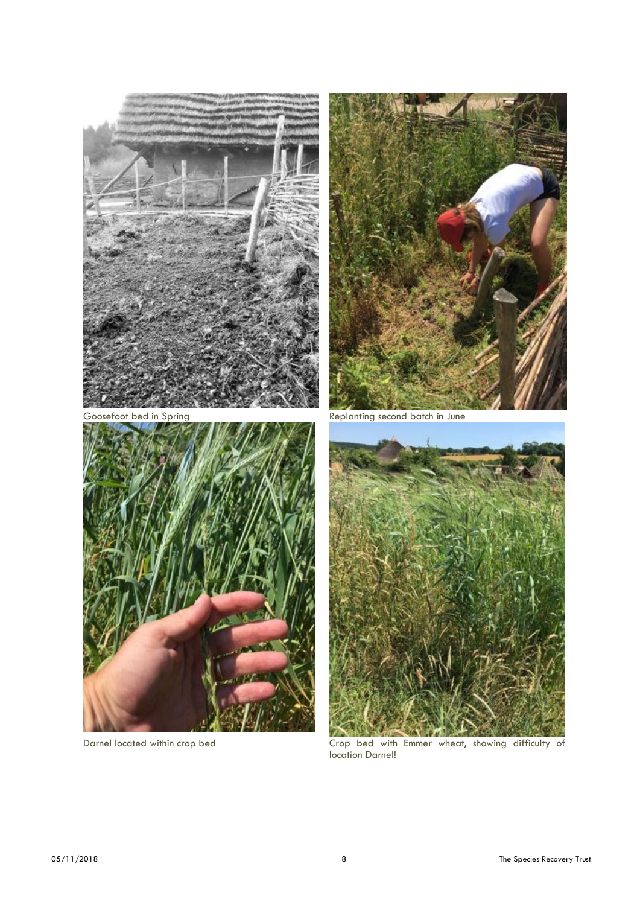Goosefoot bed in Spring

Replanting second batch in June

Darnel located within crop bed

Crop bed with Emmer wheat, showing difficulty of location Darnel!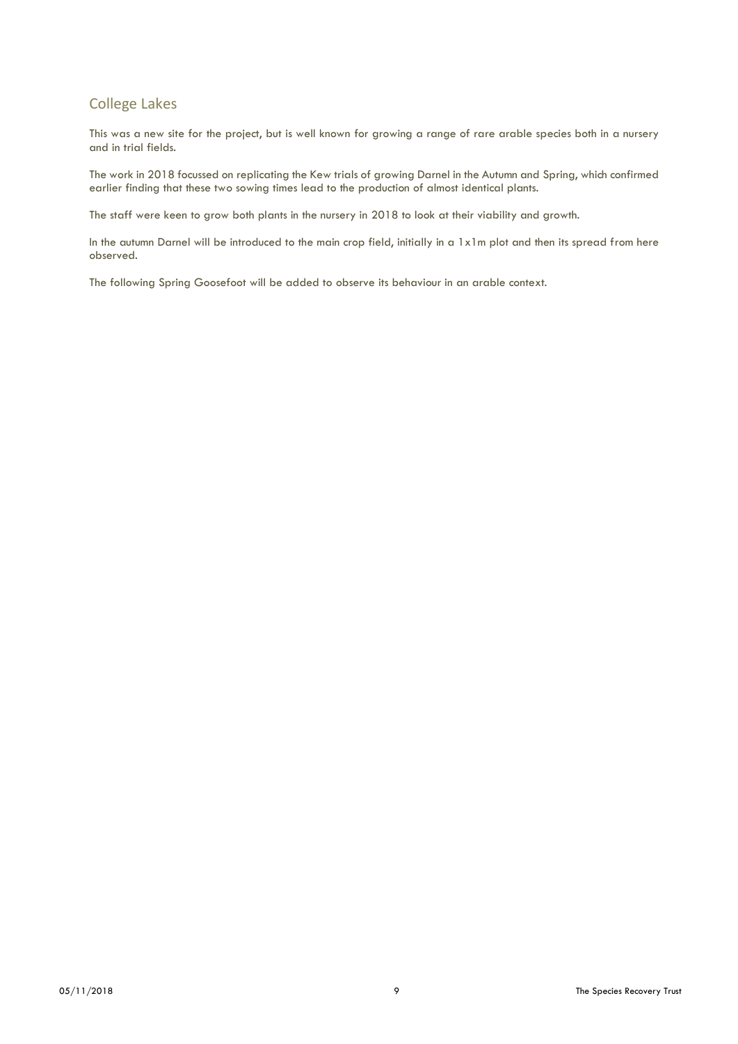## College Lakes

This was a new site for the project, but is well known for growing a range of rare arable species both in a nursery and in trial fields.

The work in 2018 focussed on replicating the Kew trials of growing Darnel in the Autumn and Spring, which confirmed earlier finding that these two sowing times lead to the production of almost identical plants.

The staff were keen to grow both plants in the nursery in 2018 to look at their viability and growth.

In the autumn Darnel will be introduced to the main crop field, initially in a 1x1m plot and then its spread from here observed.

The following Spring Goosefoot will be added to observe its behaviour in an arable context.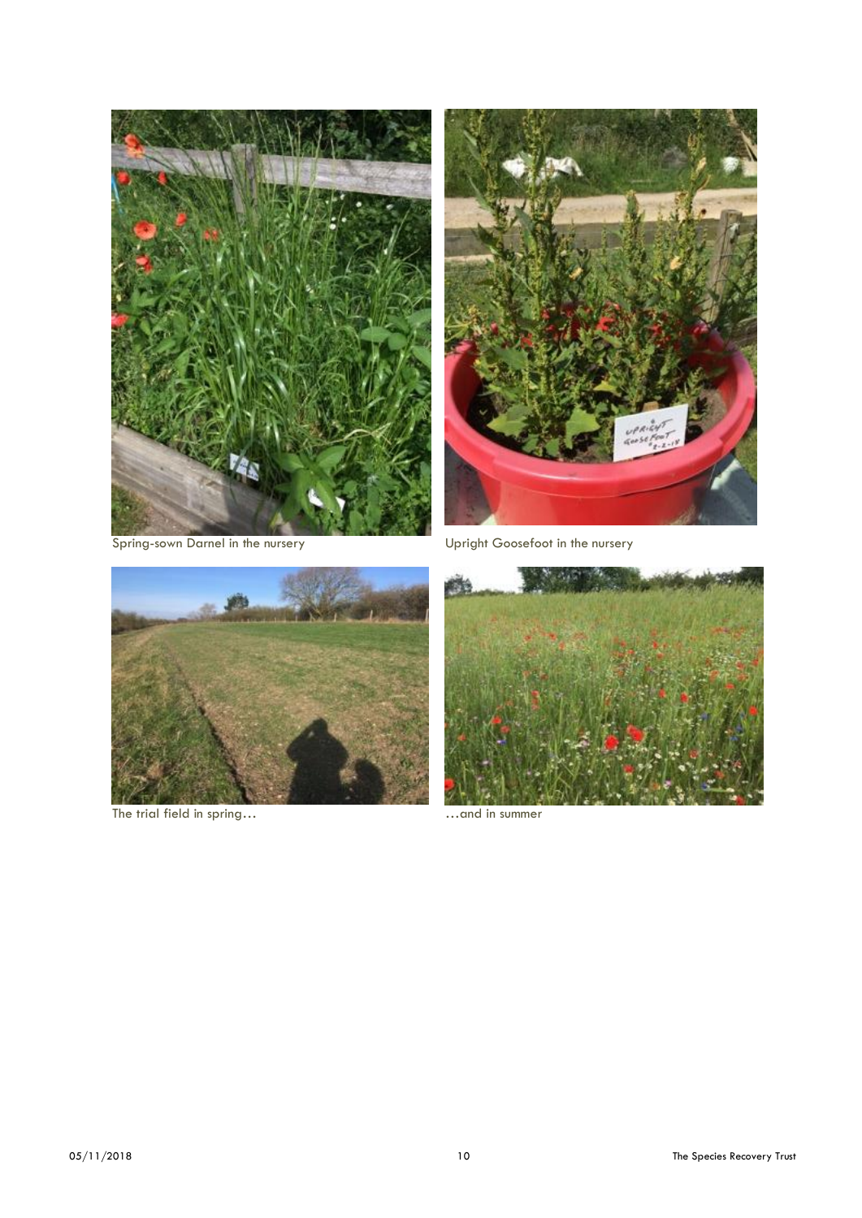Spring-sown Darnel in the nursery

Upright Goosefoot in the nursery

The trial field in spring…

…and in summer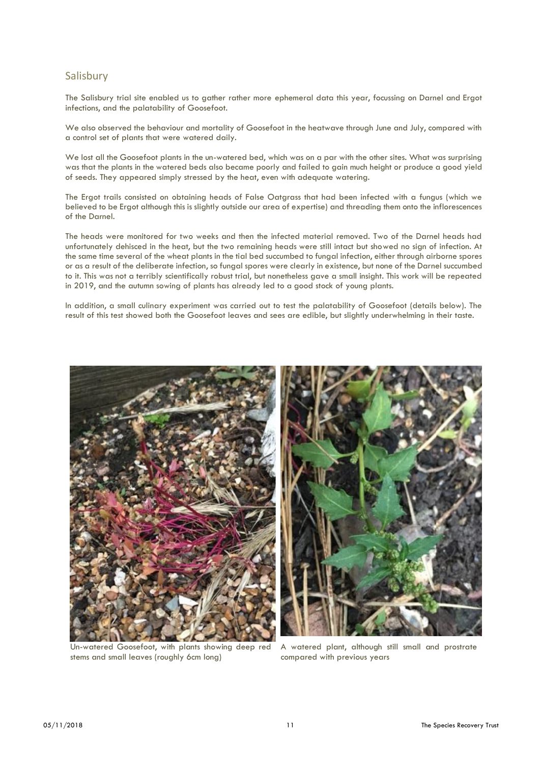## Salisbury

The Salisbury trial site enabled us to gather rather more ephemeral data this year, focussing on Darnel and Ergot infections, and the palatability of Goosefoot.

We also observed the behaviour and mortality of Goosefoot in the heatwave through June and July, compared with a control set of plants that were watered daily.

We lost all the Goosefoot plants in the un-watered bed, which was on a par with the other sites. What was surprising was that the plants in the watered beds also became poorly and failed to gain much height or produce a good yield of seeds. They appeared simply stressed by the heat, even with adequate watering.

The Ergot trails consisted on obtaining heads of False Oatgrass that had been infected with a fungus (which we believed to be Ergot although this is slightly outside our area of expertise) and threading them onto the inflorescences of the Darnel.

The heads were monitored for two weeks and then the infected material removed. Two of the Darnel heads had unfortunately dehisced in the heat, but the two remaining heads were still intact but showed no sign of infection. At the same time several of the wheat plants in the tial bed succumbed to fungal infection, either through airborne spores or as a result of the deliberate infection, so fungal spores were clearly in existence, but none of the Darnel succumbed to it. This was not a terribly scientifically robust trial, but nonetheless gave a small insight. This work will be repeated in 2019, and the autumn sowing of plants has already led to a good stock of young plants.

In addition, a small culinary experiment was carried out to test the palatability of Goosefoot (details below). The result of this test showed both the Goosefoot leaves and sees are edible, but slightly underwhelming in their taste.

Un-watered Goosefoot, with plants showing deep red stems and small leaves (roughly 6cm long)

A watered plant, although still small and prostrate compared with previous years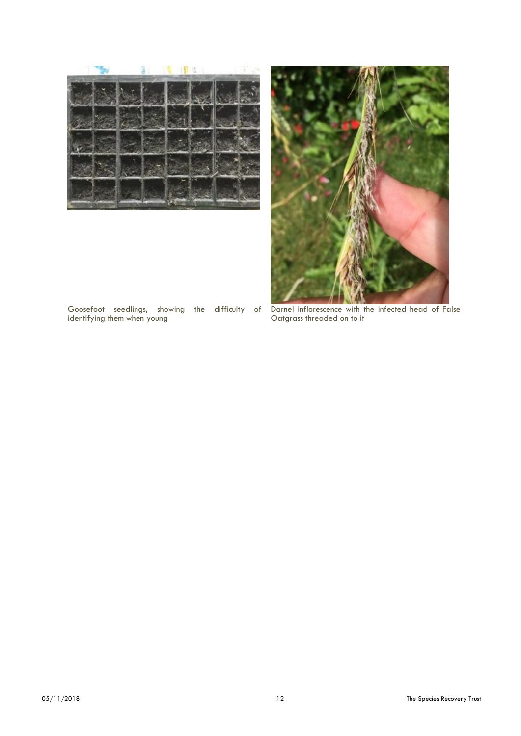Goosefoot seedlings, showing the difficulty of identifying them when young

Darnel inflorescence with the infected head of False Oatgrass threaded on to it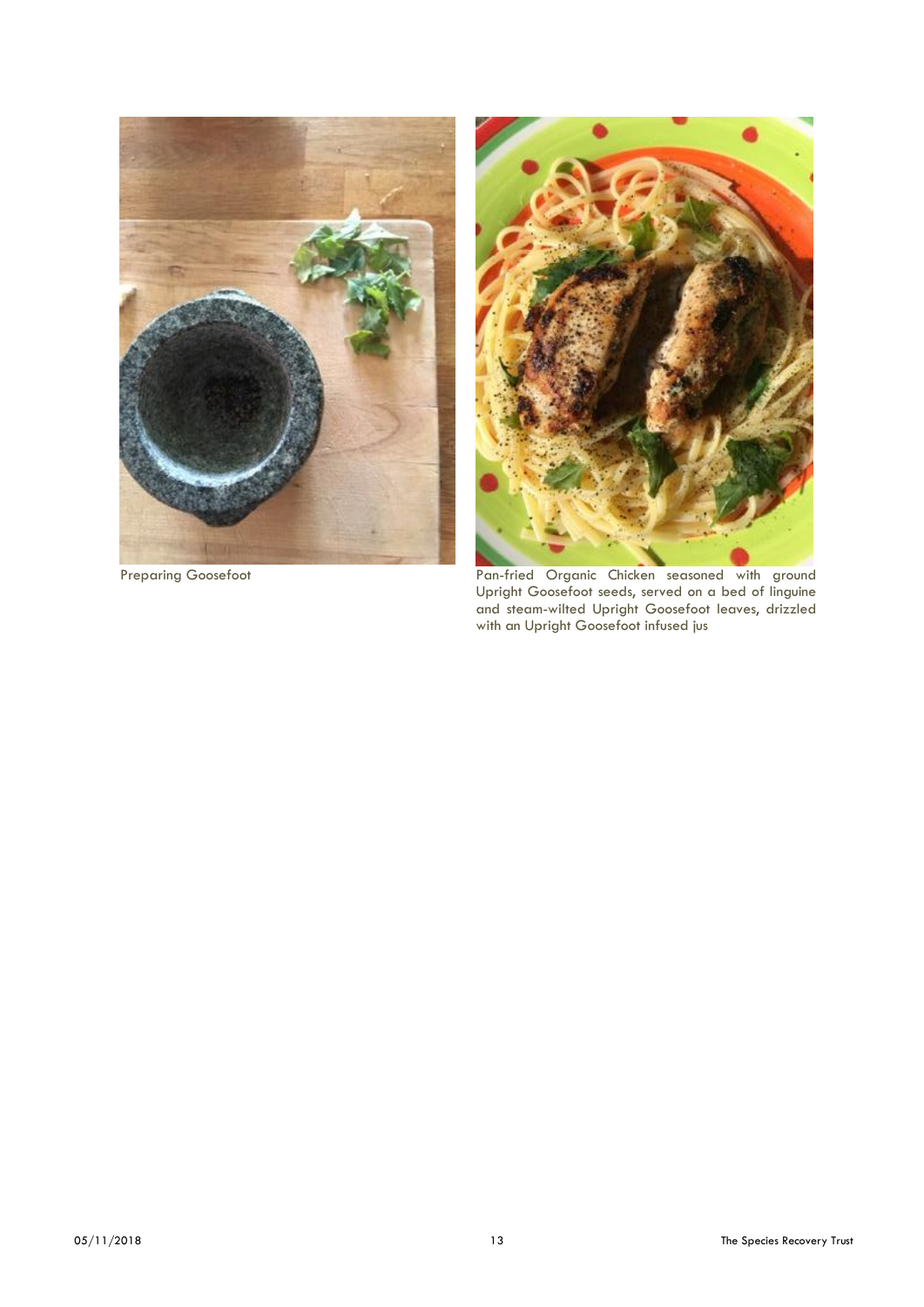Preparing Goosefoot

Pan-fried Organic Chicken seasoned with ground Upright Goosefoot seeds, served on a bed of linguine and steam-wilted Upright Goosefoot leaves, drizzled with an Upright Goosefoot infused jus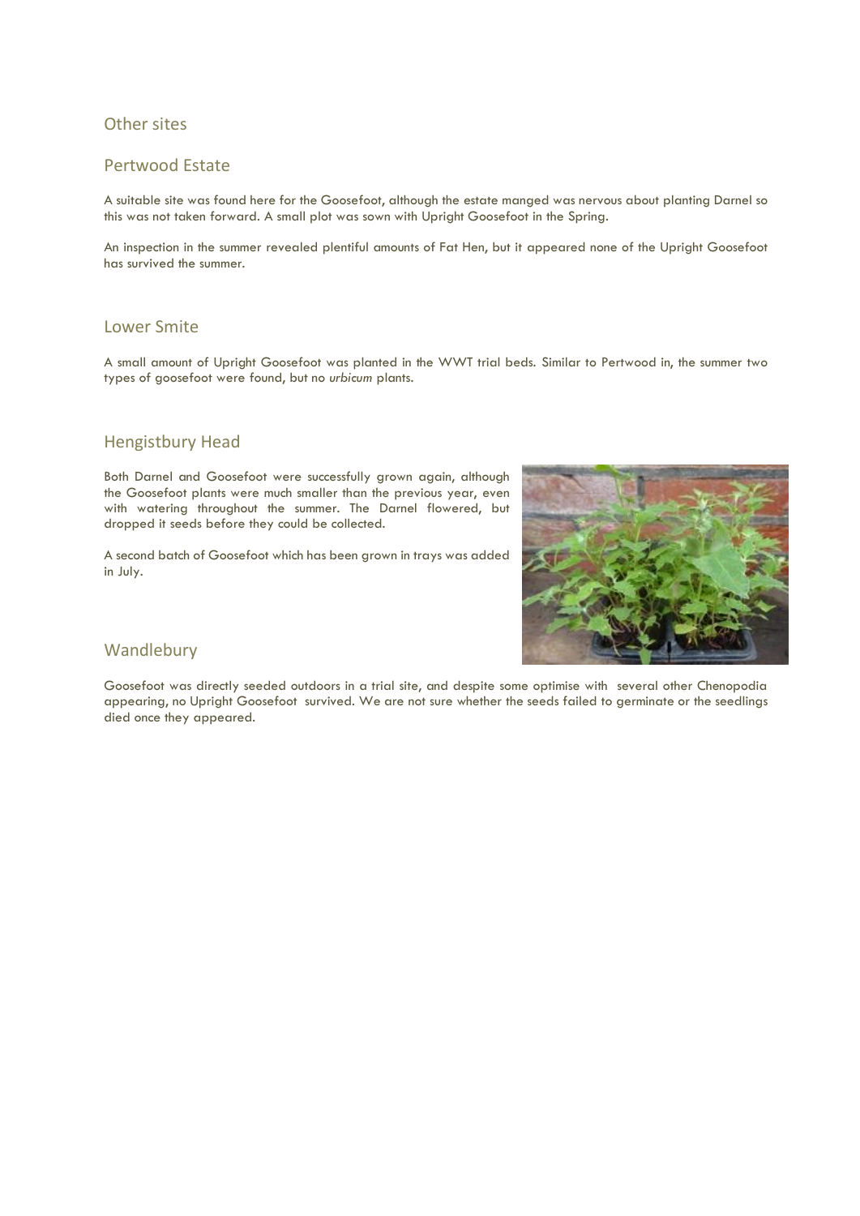## Other sites

## Pertwood Estate

A suitable site was found here for the Goosefoot, although the estate manged was nervous about planting Darnel so this was not taken forward. A small plot was sown with Upright Goosefoot in the Spring.

An inspection in the summer revealed plentiful amounts of Fat Hen, but it appeared none of the Upright Goosefoot has survived the summer.

## Lower Smite

A small amount of Upright Goosefoot was planted in the WWT trial beds. Similar to Pertwood in, the summer two types of goosefoot were found, but no *urbicum* plants.

## Hengistbury Head

Both Darnel and Goosefoot were successfully grown again, although the Goosefoot plants were much smaller than the previous year, even with watering throughout the summer. The Darnel flowered, but dropped it seeds before they could be collected.

A second batch of Goosefoot which has been grown in trays was added in July.

## Wandlebury

Goosefoot was directly seeded outdoors in a trial site, and despite some optimise with several other Chenopodia appearing, no Upright Goosefoot survived. We are not sure whether the seeds failed to germinate or the seedlings died once they appeared.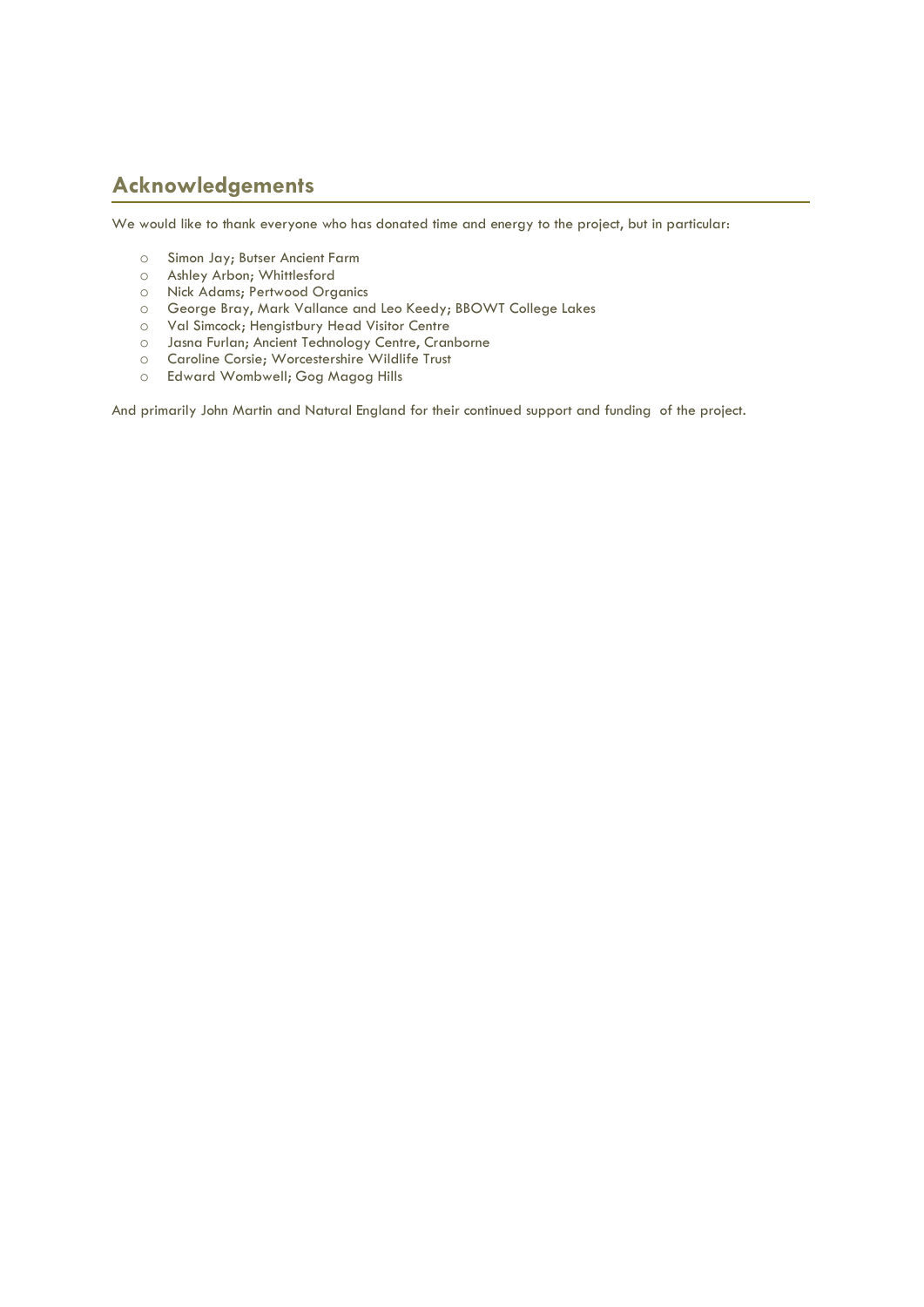## Acknowledgements

We would like to thank everyone who has donated time and energy to the project, but in particular:

- Simon Jay; Butser Ancient Farm
- Ashley Arbon; Whittlesford
- Nick Adams; Pertwood Organics
- George Bray, Mark Vallance and Leo Keedy; BBOWT College Lakes
- Val Simcock; Hengistbury Head Visitor Centre
- Jasna Furlan; Ancient Technology Centre, Cranborne
- Caroline Corsie; Worcestershire Wildlife Trust
- Edward Wombwell; Gog Magog Hills

And primarily John Martin and Natural England for their continued support and funding of the project.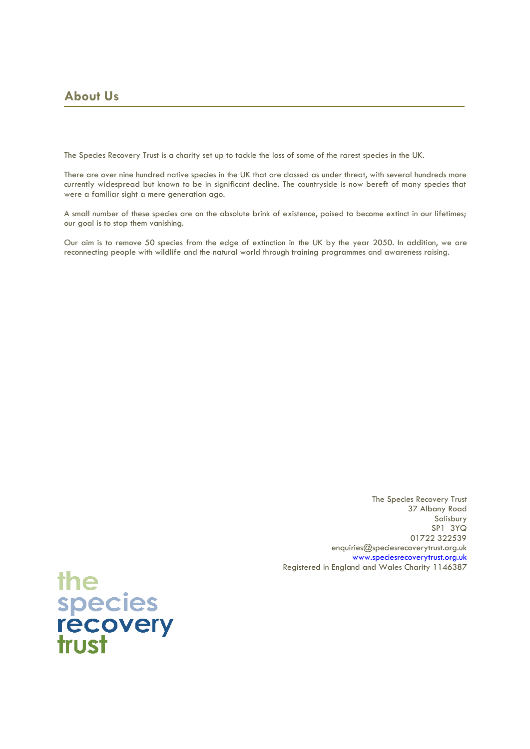## About Us

The Species Recovery Trust is a charity set up to tackle the loss of some of the rarest species in the UK.

There are over nine hundred native species in the UK that are classed as under threat, with several hundreds more currently widespread but known to be in significant decline. The countryside is now bereft of many species that were a familiar sight a mere generation ago.

A small number of these species are on the absolute brink of existence, poised to become extinct in our lifetimes; our goal is to stop them vanishing.

Our aim is to remove 50 species from the edge of extinction in the UK by the year 2050. In addition, we are reconnecting people with wildlife and the natural world through training programmes and awareness raising.

The Species Recovery Trust
37 Albany Road
Salisbury
SP1 3YQ
01722 322539
enquiries@speciesrecoverytrust.org.uk
www.speciesrecoverytrust.org.uk
Registered in England and Wales Charity 1146387

the
species
recovery
trust